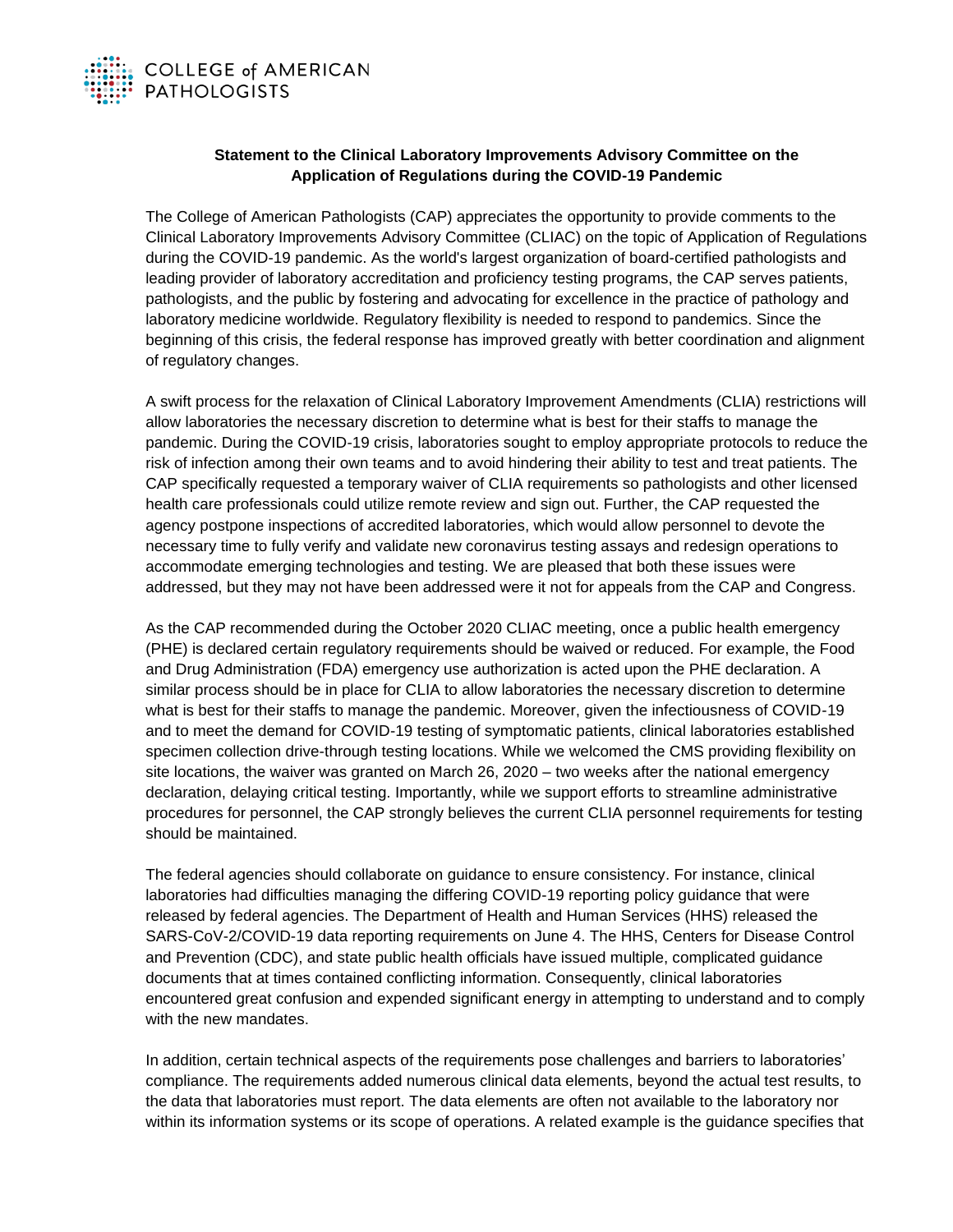COLLEGE of AMERICAN PATHOLOGISTS

**Statement to the Clinical Laboratory Improvements Advisory Committee on the Application of Regulations during the COVID-19 Pandemic**

The College of American Pathologists (CAP) appreciates the opportunity to provide comments to the Clinical Laboratory Improvements Advisory Committee (CLIAC) on the topic of Application of Regulations during the COVID-19 pandemic. As the world's largest organization of board-certified pathologists and leading provider of laboratory accreditation and proficiency testing programs, the CAP serves patients, pathologists, and the public by fostering and advocating for excellence in the practice of pathology and laboratory medicine worldwide. Regulatory flexibility is needed to respond to pandemics. Since the beginning of this crisis, the federal response has improved greatly with better coordination and alignment of regulatory changes.

A swift process for the relaxation of Clinical Laboratory Improvement Amendments (CLIA) restrictions will allow laboratories the necessary discretion to determine what is best for their staffs to manage the pandemic. During the COVID-19 crisis, laboratories sought to employ appropriate protocols to reduce the risk of infection among their own teams and to avoid hindering their ability to test and treat patients. The CAP specifically requested a temporary waiver of CLIA requirements so pathologists and other licensed health care professionals could utilize remote review and sign out. Further, the CAP requested the agency postpone inspections of accredited laboratories, which would allow personnel to devote the necessary time to fully verify and validate new coronavirus testing assays and redesign operations to accommodate emerging technologies and testing. We are pleased that both these issues were addressed, but they may not have been addressed were it not for appeals from the CAP and Congress.

As the CAP recommended during the October 2020 CLIAC meeting, once a public health emergency (PHE) is declared certain regulatory requirements should be waived or reduced. For example, the Food and Drug Administration (FDA) emergency use authorization is acted upon the PHE declaration. A similar process should be in place for CLIA to allow laboratories the necessary discretion to determine what is best for their staffs to manage the pandemic. Moreover, given the infectiousness of COVID-19 and to meet the demand for COVID-19 testing of symptomatic patients, clinical laboratories established specimen collection drive-through testing locations. While we welcomed the CMS providing flexibility on site locations, the waiver was granted on March 26, 2020 – two weeks after the national emergency declaration, delaying critical testing. Importantly, while we support efforts to streamline administrative procedures for personnel, the CAP strongly believes the current CLIA personnel requirements for testing should be maintained.

The federal agencies should collaborate on guidance to ensure consistency. For instance, clinical laboratories had difficulties managing the differing COVID-19 reporting policy guidance that were released by federal agencies. The Department of Health and Human Services (HHS) released the SARS-CoV-2/COVID-19 data reporting requirements on June 4. The HHS, Centers for Disease Control and Prevention (CDC), and state public health officials have issued multiple, complicated guidance documents that at times contained conflicting information. Consequently, clinical laboratories encountered great confusion and expended significant energy in attempting to understand and to comply with the new mandates.

In addition, certain technical aspects of the requirements pose challenges and barriers to laboratories' compliance. The requirements added numerous clinical data elements, beyond the actual test results, to the data that laboratories must report. The data elements are often not available to the laboratory nor within its information systems or its scope of operations. A related example is the guidance specifies that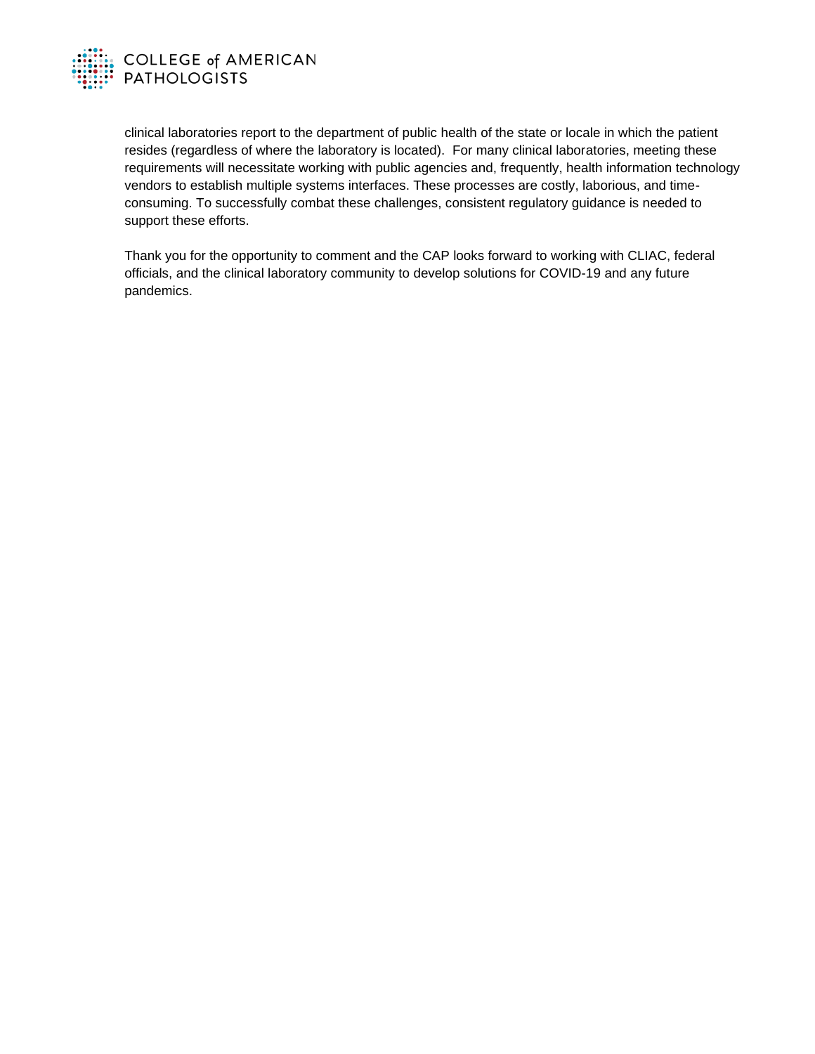clinical laboratories report to the department of public health of the state or locale in which the patient resides (regardless of where the laboratory is located). For many clinical laboratories, meeting these requirements will necessitate working with public agencies and, frequently, health information technology vendors to establish multiple systems interfaces. These processes are costly, laborious, and time-consuming. To successfully combat these challenges, consistent regulatory guidance is needed to support these efforts.

Thank you for the opportunity to comment and the CAP looks forward to working with CLIAC, federal officials, and the clinical laboratory community to develop solutions for COVID-19 and any future pandemics.